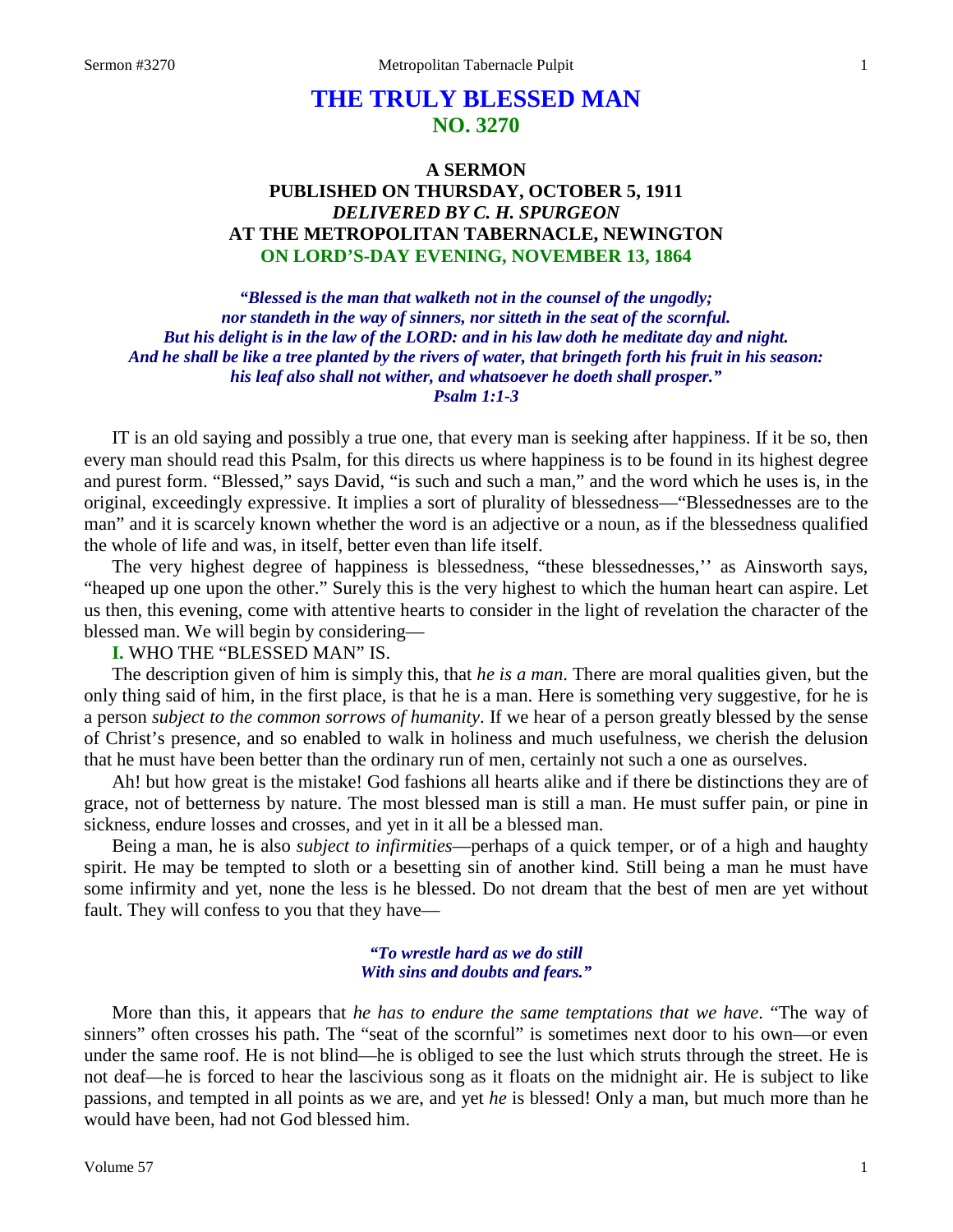# THE TRULY BLESSED MAN
## NO. 3270

### A SERMON
### PUBLISHED ON THURSDAY, OCTOBER 5, 1911
### *DELIVERED BY C. H. SPURGEON*
### AT THE METROPOLITAN TABERNACLE, NEWINGTON
### ON LORD'S-DAY EVENING, NOVEMBER 13, 1864

***"Blessed is the man that walketh not in the counsel of the ungodly; nor standeth in the way of sinners, nor sitteth in the seat of the scornful. But his delight is in the law of the LORD: and in his law doth he meditate day and night. And he shall be like a tree planted by the rivers of water, that bringeth forth his fruit in his season: his leaf also shall not wither, and whatsoever he doeth shall prosper." Psalm 1:1-3***

IT is an old saying and possibly a true one, that every man is seeking after happiness. If it be so, then every man should read this Psalm, for this directs us where happiness is to be found in its highest degree and purest form. "Blessed," says David, "is such and such a man," and the word which he uses is, in the original, exceedingly expressive. It implies a sort of plurality of blessedness—"Blessednesses are to the man" and it is scarcely known whether the word is an adjective or a noun, as if the blessedness qualified the whole of life and was, in itself, better even than life itself.

The very highest degree of happiness is blessedness, "these blessednesses,'' as Ainsworth says, "heaped up one upon the other." Surely this is the very highest to which the human heart can aspire. Let us then, this evening, come with attentive hearts to consider in the light of revelation the character of the blessed man. We will begin by considering—

**I.** WHO THE "BLESSED MAN" IS.

The description given of him is simply this, that *he is a man*. There are moral qualities given, but the only thing said of him, in the first place, is that he is a man. Here is something very suggestive, for he is a person *subject to the common sorrows of humanity*. If we hear of a person greatly blessed by the sense of Christ's presence, and so enabled to walk in holiness and much usefulness, we cherish the delusion that he must have been better than the ordinary run of men, certainly not such a one as ourselves.

Ah! but how great is the mistake! God fashions all hearts alike and if there be distinctions they are of grace, not of betterness by nature. The most blessed man is still a man. He must suffer pain, or pine in sickness, endure losses and crosses, and yet in it all be a blessed man.

Being a man, he is also *subject to infirmities*—perhaps of a quick temper, or of a high and haughty spirit. He may be tempted to sloth or a besetting sin of another kind. Still being a man he must have some infirmity and yet, none the less is he blessed. Do not dream that the best of men are yet without fault. They will confess to you that they have—

> ***"To wrestle hard as we do still***
> ***With sins and doubts and fears."***

More than this, it appears that *he has to endure the same temptations that we have*. "The way of sinners" often crosses his path. The "seat of the scornful" is sometimes next door to his own—or even under the same roof. He is not blind—he is obliged to see the lust which struts through the street. He is not deaf—he is forced to hear the lascivious song as it floats on the midnight air. He is subject to like passions, and tempted in all points as we are, and yet *he* is blessed! Only a man, but much more than he would have been, had not God blessed him.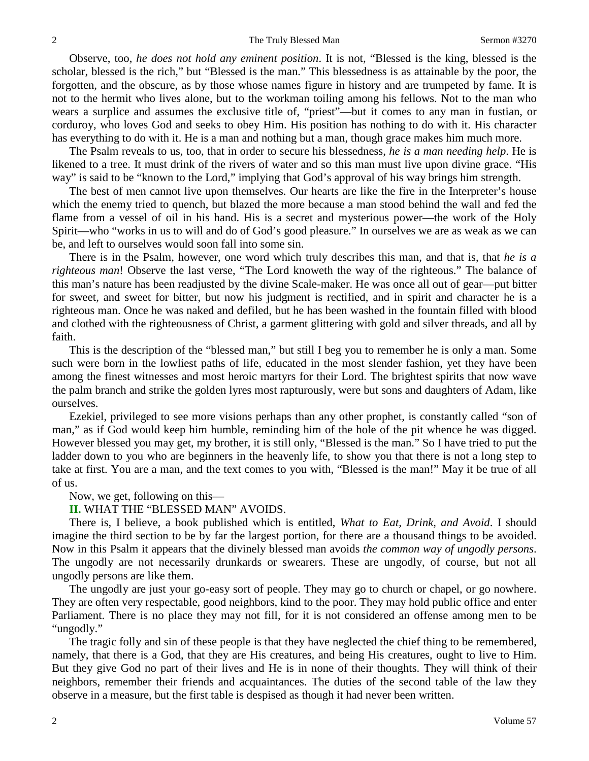Observe, too, *he does not hold any eminent position*. It is not, "Blessed is the king, blessed is the scholar, blessed is the rich," but "Blessed is the man." This blessedness is as attainable by the poor, the forgotten, and the obscure, as by those whose names figure in history and are trumpeted by fame. It is not to the hermit who lives alone, but to the workman toiling among his fellows. Not to the man who wears a surplice and assumes the exclusive title of, "priest"—but it comes to any man in fustian, or corduroy, who loves God and seeks to obey Him. His position has nothing to do with it. His character has everything to do with it. He is a man and nothing but a man, though grace makes him much more.

The Psalm reveals to us, too, that in order to secure his blessedness, *he is a man needing help*. He is likened to a tree. It must drink of the rivers of water and so this man must live upon divine grace. "His way" is said to be "known to the Lord," implying that God's approval of his way brings him strength.

The best of men cannot live upon themselves. Our hearts are like the fire in the Interpreter's house which the enemy tried to quench, but blazed the more because a man stood behind the wall and fed the flame from a vessel of oil in his hand. His is a secret and mysterious power—the work of the Holy Spirit—who "works in us to will and do of God's good pleasure." In ourselves we are as weak as we can be, and left to ourselves would soon fall into some sin.

There is in the Psalm, however, one word which truly describes this man, and that is, that *he is a righteous man*! Observe the last verse, "The Lord knoweth the way of the righteous." The balance of this man's nature has been readjusted by the divine Scale-maker. He was once all out of gear—put bitter for sweet, and sweet for bitter, but now his judgment is rectified, and in spirit and character he is a righteous man. Once he was naked and defiled, but he has been washed in the fountain filled with blood and clothed with the righteousness of Christ, a garment glittering with gold and silver threads, and all by faith.

This is the description of the "blessed man," but still I beg you to remember he is only a man. Some such were born in the lowliest paths of life, educated in the most slender fashion, yet they have been among the finest witnesses and most heroic martyrs for their Lord. The brightest spirits that now wave the palm branch and strike the golden lyres most rapturously, were but sons and daughters of Adam, like ourselves.

Ezekiel, privileged to see more visions perhaps than any other prophet, is constantly called "son of man," as if God would keep him humble, reminding him of the hole of the pit whence he was digged. However blessed you may get, my brother, it is still only, "Blessed is the man." So I have tried to put the ladder down to you who are beginners in the heavenly life, to show you that there is not a long step to take at first. You are a man, and the text comes to you with, "Blessed is the man!" May it be true of all of us.

Now, we get, following on this—

**II.** WHAT THE "BLESSED MAN" AVOIDS.

There is, I believe, a book published which is entitled, *What to Eat, Drink, and Avoid*. I should imagine the third section to be by far the largest portion, for there are a thousand things to be avoided. Now in this Psalm it appears that the divinely blessed man avoids *the common way of ungodly persons*. The ungodly are not necessarily drunkards or swearers. These are ungodly, of course, but not all ungodly persons are like them.

The ungodly are just your go-easy sort of people. They may go to church or chapel, or go nowhere. They are often very respectable, good neighbors, kind to the poor. They may hold public office and enter Parliament. There is no place they may not fill, for it is not considered an offense among men to be "ungodly."

The tragic folly and sin of these people is that they have neglected the chief thing to be remembered, namely, that there is a God, that they are His creatures, and being His creatures, ought to live to Him. But they give God no part of their lives and He is in none of their thoughts. They will think of their neighbors, remember their friends and acquaintances. The duties of the second table of the law they observe in a measure, but the first table is despised as though it had never been written.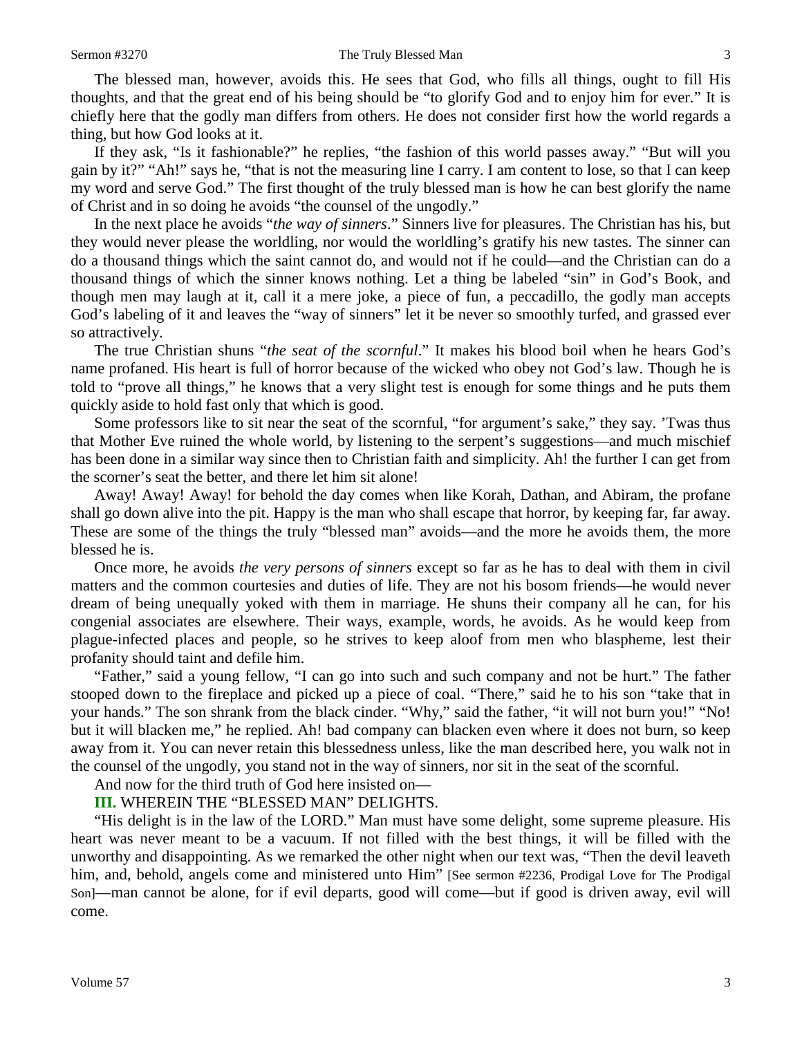The blessed man, however, avoids this. He sees that God, who fills all things, ought to fill His thoughts, and that the great end of his being should be "to glorify God and to enjoy him for ever." It is chiefly here that the godly man differs from others. He does not consider first how the world regards a thing, but how God looks at it.

If they ask, "Is it fashionable?" he replies, "the fashion of this world passes away." "But will you gain by it?" "Ah!" says he, "that is not the measuring line I carry. I am content to lose, so that I can keep my word and serve God." The first thought of the truly blessed man is how he can best glorify the name of Christ and in so doing he avoids "the counsel of the ungodly."

In the next place he avoids "*the way of sinners*." Sinners live for pleasures. The Christian has his, but they would never please the worldling, nor would the worldling's gratify his new tastes. The sinner can do a thousand things which the saint cannot do, and would not if he could—and the Christian can do a thousand things of which the sinner knows nothing. Let a thing be labeled "sin" in God's Book, and though men may laugh at it, call it a mere joke, a piece of fun, a peccadillo, the godly man accepts God's labeling of it and leaves the "way of sinners" let it be never so smoothly turfed, and grassed ever so attractively.

The true Christian shuns "*the seat of the scornful*." It makes his blood boil when he hears God's name profaned. His heart is full of horror because of the wicked who obey not God's law. Though he is told to "prove all things," he knows that a very slight test is enough for some things and he puts them quickly aside to hold fast only that which is good.

Some professors like to sit near the seat of the scornful, "for argument's sake," they say. 'Twas thus that Mother Eve ruined the whole world, by listening to the serpent's suggestions—and much mischief has been done in a similar way since then to Christian faith and simplicity. Ah! the further I can get from the scorner's seat the better, and there let him sit alone!

Away! Away! Away! for behold the day comes when like Korah, Dathan, and Abiram, the profane shall go down alive into the pit. Happy is the man who shall escape that horror, by keeping far, far away. These are some of the things the truly "blessed man" avoids—and the more he avoids them, the more blessed he is.

Once more, he avoids *the very persons of sinners* except so far as he has to deal with them in civil matters and the common courtesies and duties of life. They are not his bosom friends—he would never dream of being unequally yoked with them in marriage. He shuns their company all he can, for his congenial associates are elsewhere. Their ways, example, words, he avoids. As he would keep from plague-infected places and people, so he strives to keep aloof from men who blaspheme, lest their profanity should taint and defile him.

"Father," said a young fellow, "I can go into such and such company and not be hurt." The father stooped down to the fireplace and picked up a piece of coal. "There," said he to his son "take that in your hands." The son shrank from the black cinder. "Why," said the father, "it will not burn you!" "No! but it will blacken me," he replied. Ah! bad company can blacken even where it does not burn, so keep away from it. You can never retain this blessedness unless, like the man described here, you walk not in the counsel of the ungodly, you stand not in the way of sinners, nor sit in the seat of the scornful.

And now for the third truth of God here insisted on—

**III.** WHEREIN THE "BLESSED MAN" DELIGHTS.

"His delight is in the law of the LORD." Man must have some delight, some supreme pleasure. His heart was never meant to be a vacuum. If not filled with the best things, it will be filled with the unworthy and disappointing. As we remarked the other night when our text was, "Then the devil leaveth him, and, behold, angels come and ministered unto Him" [See sermon #2236, Prodigal Love for The Prodigal Son]—man cannot be alone, for if evil departs, good will come—but if good is driven away, evil will come.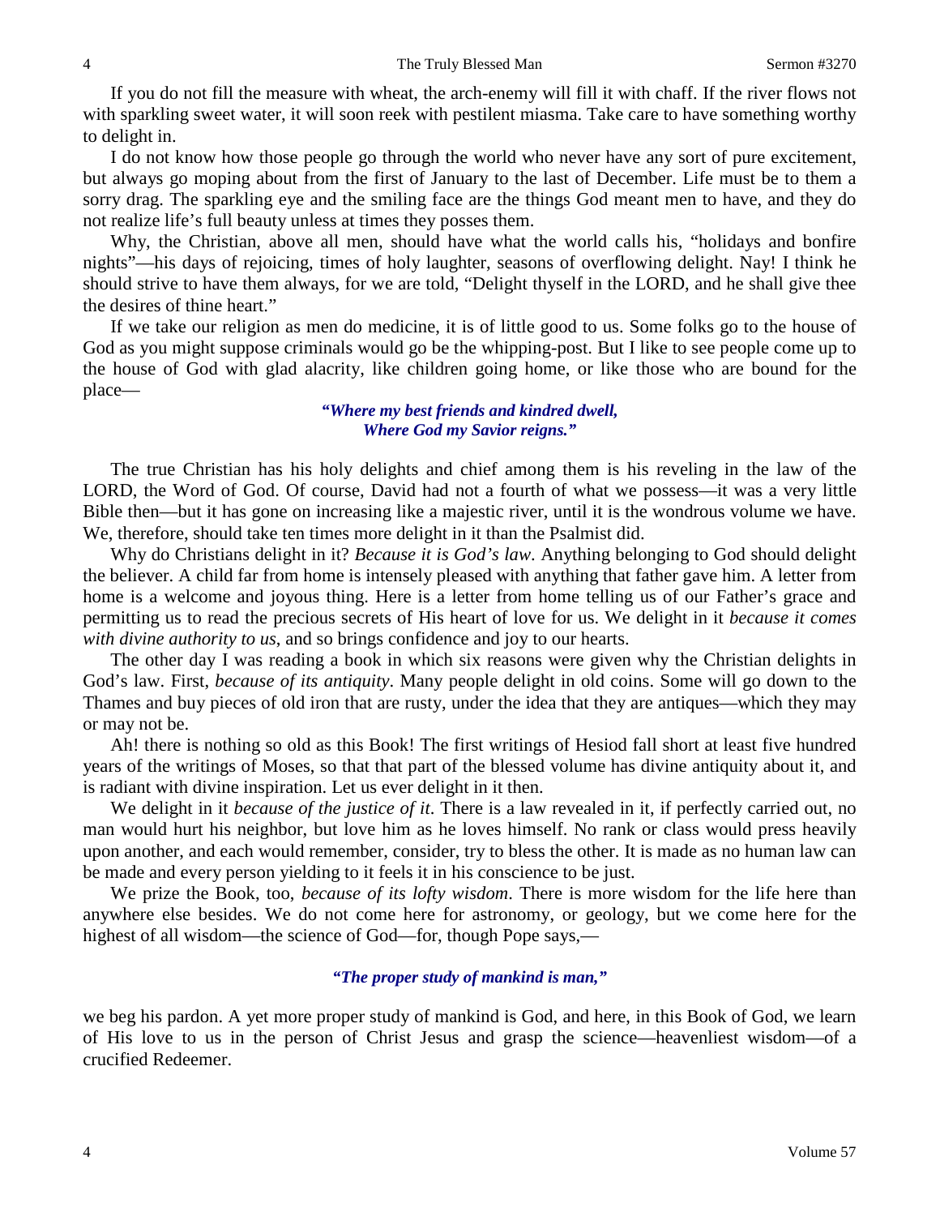If you do not fill the measure with wheat, the arch-enemy will fill it with chaff. If the river flows not with sparkling sweet water, it will soon reek with pestilent miasma. Take care to have something worthy to delight in.

I do not know how those people go through the world who never have any sort of pure excitement, but always go moping about from the first of January to the last of December. Life must be to them a sorry drag. The sparkling eye and the smiling face are the things God meant men to have, and they do not realize life's full beauty unless at times they posses them.

Why, the Christian, above all men, should have what the world calls his, "holidays and bonfire nights"—his days of rejoicing, times of holy laughter, seasons of overflowing delight. Nay! I think he should strive to have them always, for we are told, "Delight thyself in the LORD, and he shall give thee the desires of thine heart."

If we take our religion as men do medicine, it is of little good to us. Some folks go to the house of God as you might suppose criminals would go be the whipping-post. But I like to see people come up to the house of God with glad alacrity, like children going home, or like those who are bound for the place—

> ***"Where my best friends and kindred dwell,***
> ***Where God my Savior reigns."***

The true Christian has his holy delights and chief among them is his reveling in the law of the LORD, the Word of God. Of course, David had not a fourth of what we possess—it was a very little Bible then—but it has gone on increasing like a majestic river, until it is the wondrous volume we have. We, therefore, should take ten times more delight in it than the Psalmist did.

Why do Christians delight in it? *Because it is God's law*. Anything belonging to God should delight the believer. A child far from home is intensely pleased with anything that father gave him. A letter from home is a welcome and joyous thing. Here is a letter from home telling us of our Father's grace and permitting us to read the precious secrets of His heart of love for us. We delight in it *because it comes with divine authority to us*, and so brings confidence and joy to our hearts.

The other day I was reading a book in which six reasons were given why the Christian delights in God's law. First, *because of its antiquity*. Many people delight in old coins. Some will go down to the Thames and buy pieces of old iron that are rusty, under the idea that they are antiques—which they may or may not be.

Ah! there is nothing so old as this Book! The first writings of Hesiod fall short at least five hundred years of the writings of Moses, so that that part of the blessed volume has divine antiquity about it, and is radiant with divine inspiration. Let us ever delight in it then.

We delight in it *because of the justice of it*. There is a law revealed in it, if perfectly carried out, no man would hurt his neighbor, but love him as he loves himself. No rank or class would press heavily upon another, and each would remember, consider, try to bless the other. It is made as no human law can be made and every person yielding to it feels it in his conscience to be just.

We prize the Book, too, *because of its lofty wisdom*. There is more wisdom for the life here than anywhere else besides. We do not come here for astronomy, or geology, but we come here for the highest of all wisdom—the science of God—for, though Pope says,—

> ***"The proper study of mankind is man,"***

we beg his pardon. A yet more proper study of mankind is God, and here, in this Book of God, we learn of His love to us in the person of Christ Jesus and grasp the science—heavenliest wisdom—of a crucified Redeemer.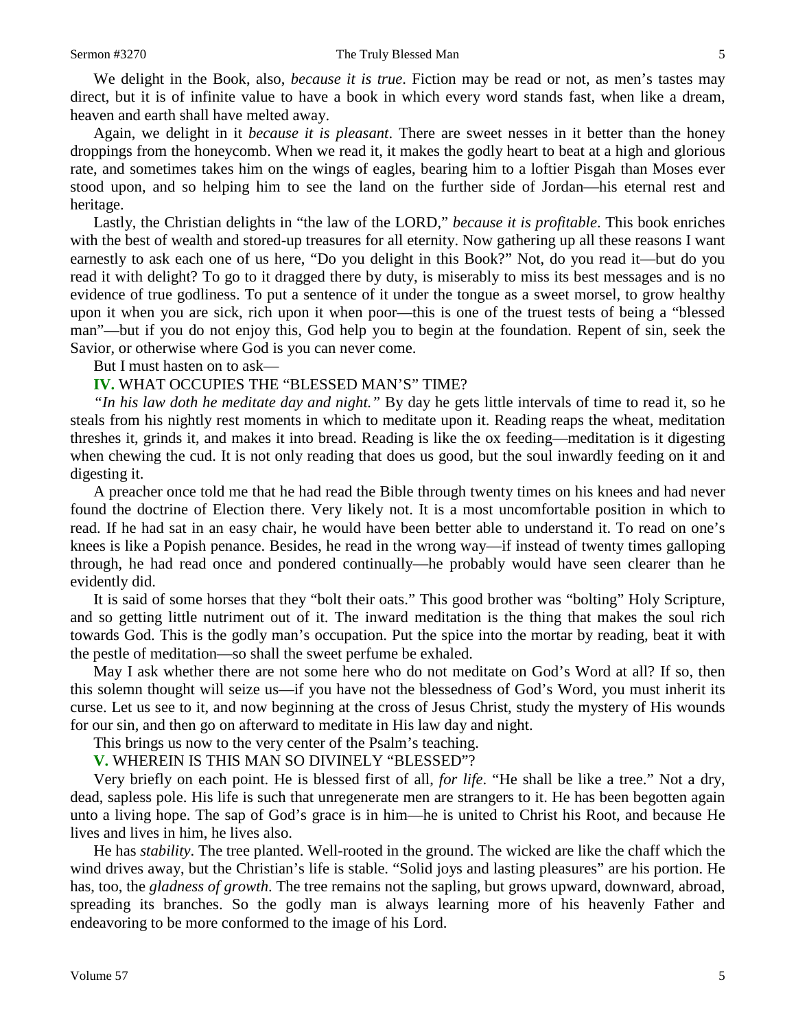We delight in the Book, also, *because it is true*. Fiction may be read or not, as men's tastes may direct, but it is of infinite value to have a book in which every word stands fast, when like a dream, heaven and earth shall have melted away.

Again, we delight in it *because it is pleasant*. There are sweet nesses in it better than the honey droppings from the honeycomb. When we read it, it makes the godly heart to beat at a high and glorious rate, and sometimes takes him on the wings of eagles, bearing him to a loftier Pisgah than Moses ever stood upon, and so helping him to see the land on the further side of Jordan—his eternal rest and heritage.

Lastly, the Christian delights in "the law of the LORD," *because it is profitable*. This book enriches with the best of wealth and stored-up treasures for all eternity. Now gathering up all these reasons I want earnestly to ask each one of us here, "Do you delight in this Book?" Not, do you read it—but do you read it with delight? To go to it dragged there by duty, is miserably to miss its best messages and is no evidence of true godliness. To put a sentence of it under the tongue as a sweet morsel, to grow healthy upon it when you are sick, rich upon it when poor—this is one of the truest tests of being a "blessed man"—but if you do not enjoy this, God help you to begin at the foundation. Repent of sin, seek the Savior, or otherwise where God is you can never come.

But I must hasten on to ask—

**IV.** WHAT OCCUPIES THE "BLESSED MAN'S" TIME?

*"In his law doth he meditate day and night."* By day he gets little intervals of time to read it, so he steals from his nightly rest moments in which to meditate upon it. Reading reaps the wheat, meditation threshes it, grinds it, and makes it into bread. Reading is like the ox feeding—meditation is it digesting when chewing the cud. It is not only reading that does us good, but the soul inwardly feeding on it and digesting it.

A preacher once told me that he had read the Bible through twenty times on his knees and had never found the doctrine of Election there. Very likely not. It is a most uncomfortable position in which to read. If he had sat in an easy chair, he would have been better able to understand it. To read on one's knees is like a Popish penance. Besides, he read in the wrong way—if instead of twenty times galloping through, he had read once and pondered continually—he probably would have seen clearer than he evidently did.

It is said of some horses that they "bolt their oats." This good brother was "bolting" Holy Scripture, and so getting little nutriment out of it. The inward meditation is the thing that makes the soul rich towards God. This is the godly man's occupation. Put the spice into the mortar by reading, beat it with the pestle of meditation—so shall the sweet perfume be exhaled.

May I ask whether there are not some here who do not meditate on God's Word at all? If so, then this solemn thought will seize us—if you have not the blessedness of God's Word, you must inherit its curse. Let us see to it, and now beginning at the cross of Jesus Christ, study the mystery of His wounds for our sin, and then go on afterward to meditate in His law day and night.

This brings us now to the very center of the Psalm's teaching.

**V.** WHEREIN IS THIS MAN SO DIVINELY "BLESSED"?

Very briefly on each point. He is blessed first of all, *for life*. "He shall be like a tree." Not a dry, dead, sapless pole. His life is such that unregenerate men are strangers to it. He has been begotten again unto a living hope. The sap of God's grace is in him—he is united to Christ his Root, and because He lives and lives in him, he lives also.

He has *stability*. The tree planted. Well-rooted in the ground. The wicked are like the chaff which the wind drives away, but the Christian's life is stable. "Solid joys and lasting pleasures" are his portion. He has, too, the *gladness of growth*. The tree remains not the sapling, but grows upward, downward, abroad, spreading its branches. So the godly man is always learning more of his heavenly Father and endeavoring to be more conformed to the image of his Lord.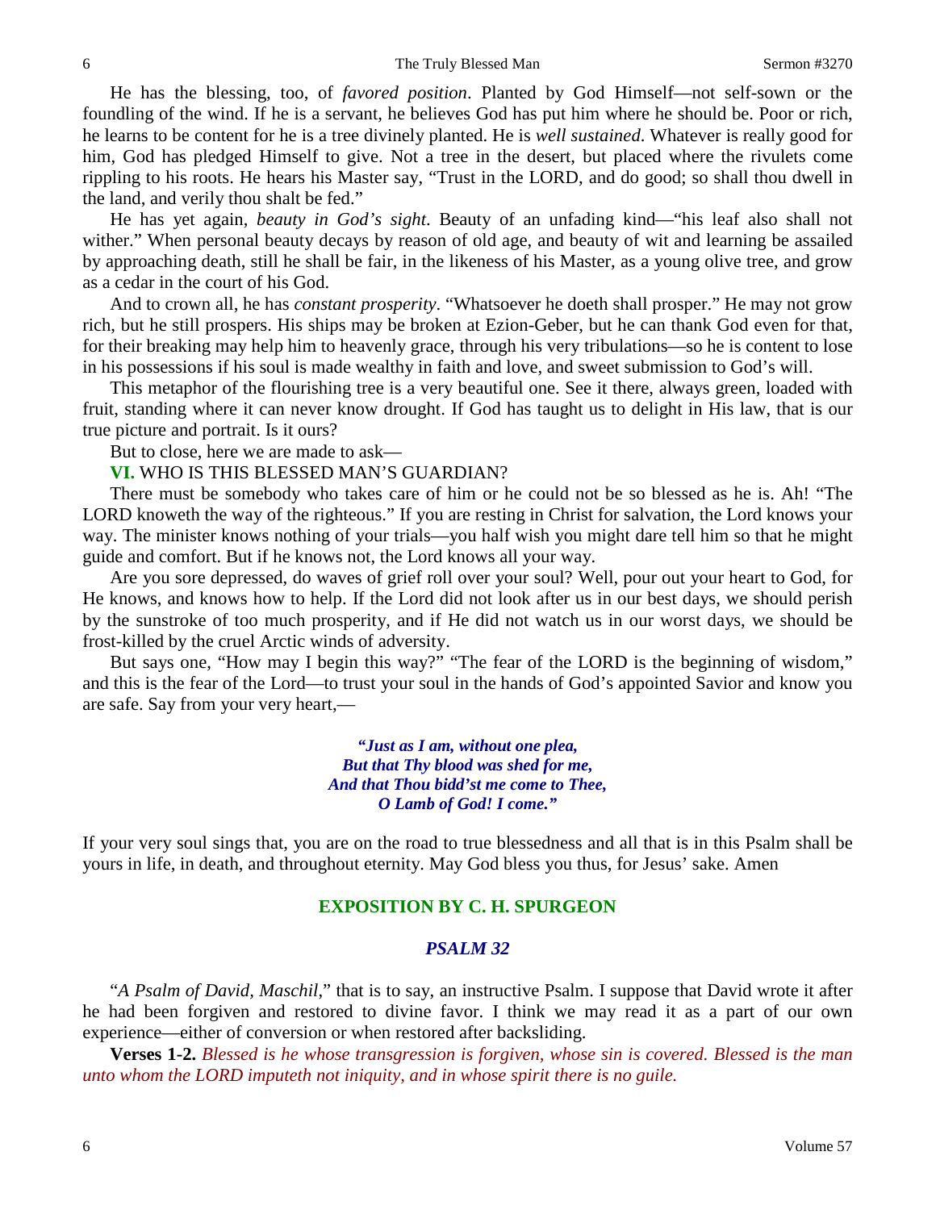He has the blessing, too, of *favored position*. Planted by God Himself—not self-sown or the foundling of the wind. If he is a servant, he believes God has put him where he should be. Poor or rich, he learns to be content for he is a tree divinely planted. He is *well sustained*. Whatever is really good for him, God has pledged Himself to give. Not a tree in the desert, but placed where the rivulets come rippling to his roots. He hears his Master say, "Trust in the LORD, and do good; so shall thou dwell in the land, and verily thou shalt be fed."

He has yet again, *beauty in God's sight*. Beauty of an unfading kind—"his leaf also shall not wither." When personal beauty decays by reason of old age, and beauty of wit and learning be assailed by approaching death, still he shall be fair, in the likeness of his Master, as a young olive tree, and grow as a cedar in the court of his God.

And to crown all, he has *constant prosperity*. "Whatsoever he doeth shall prosper." He may not grow rich, but he still prospers. His ships may be broken at Ezion-Geber, but he can thank God even for that, for their breaking may help him to heavenly grace, through his very tribulations—so he is content to lose in his possessions if his soul is made wealthy in faith and love, and sweet submission to God's will.

This metaphor of the flourishing tree is a very beautiful one. See it there, always green, loaded with fruit, standing where it can never know drought. If God has taught us to delight in His law, that is our true picture and portrait. Is it ours?

But to close, here we are made to ask—

**VI.** WHO IS THIS BLESSED MAN'S GUARDIAN?

There must be somebody who takes care of him or he could not be so blessed as he is. Ah! "The LORD knoweth the way of the righteous." If you are resting in Christ for salvation, the Lord knows your way. The minister knows nothing of your trials—you half wish you might dare tell him so that he might guide and comfort. But if he knows not, the Lord knows all your way.

Are you sore depressed, do waves of grief roll over your soul? Well, pour out your heart to God, for He knows, and knows how to help. If the Lord did not look after us in our best days, we should perish by the sunstroke of too much prosperity, and if He did not watch us in our worst days, we should be frost-killed by the cruel Arctic winds of adversity.

But says one, "How may I begin this way?" "The fear of the LORD is the beginning of wisdom," and this is the fear of the Lord—to trust your soul in the hands of God's appointed Savior and know you are safe. Say from your very heart,—

> ***"Just as I am, without one plea,***
> ***But that Thy blood was shed for me,***
> ***And that Thou bidd'st me come to Thee,***
> ***O Lamb of God! I come."***

If your very soul sings that, you are on the road to true blessedness and all that is in this Psalm shall be yours in life, in death, and throughout eternity. May God bless you thus, for Jesus' sake. Amen

## EXPOSITION BY C. H. SPURGEON

### *PSALM 32*

"*A Psalm of David, Maschil*," that is to say, an instructive Psalm. I suppose that David wrote it after he had been forgiven and restored to divine favor. I think we may read it as a part of our own experience—either of conversion or when restored after backsliding.

**Verses 1-2.** *Blessed is he whose transgression is forgiven, whose sin is covered. Blessed is the man unto whom the LORD imputeth not iniquity, and in whose spirit there is no guile.*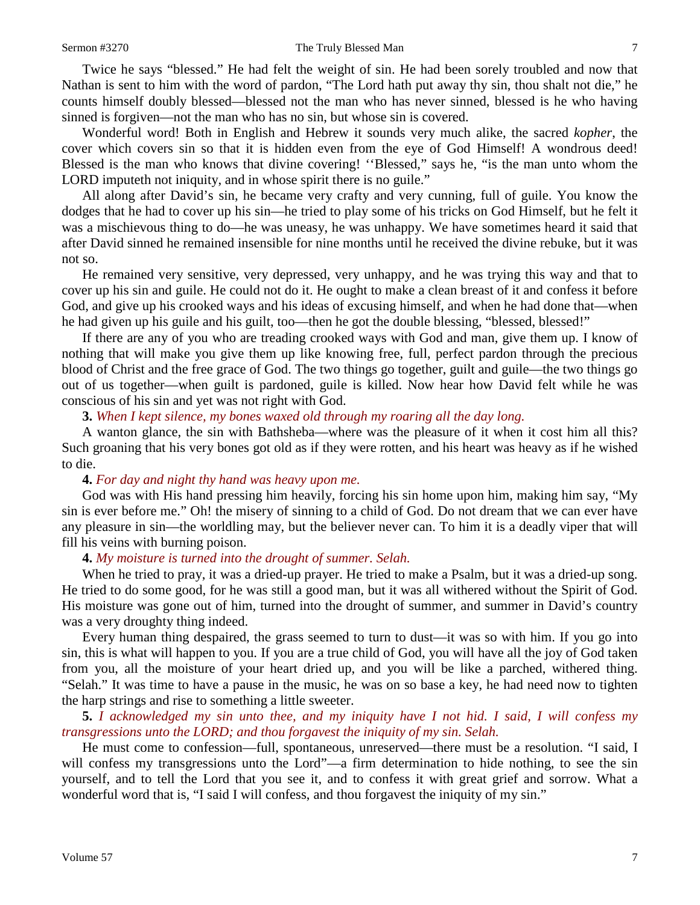Twice he says "blessed." He had felt the weight of sin. He had been sorely troubled and now that Nathan is sent to him with the word of pardon, "The Lord hath put away thy sin, thou shalt not die," he counts himself doubly blessed—blessed not the man who has never sinned, blessed is he who having sinned is forgiven—not the man who has no sin, but whose sin is covered.

Wonderful word! Both in English and Hebrew it sounds very much alike, the sacred *kopher*, the cover which covers sin so that it is hidden even from the eye of God Himself! A wondrous deed! Blessed is the man who knows that divine covering! ''Blessed," says he, "is the man unto whom the LORD imputeth not iniquity, and in whose spirit there is no guile."

All along after David's sin, he became very crafty and very cunning, full of guile. You know the dodges that he had to cover up his sin—he tried to play some of his tricks on God Himself, but he felt it was a mischievous thing to do—he was uneasy, he was unhappy. We have sometimes heard it said that after David sinned he remained insensible for nine months until he received the divine rebuke, but it was not so.

He remained very sensitive, very depressed, very unhappy, and he was trying this way and that to cover up his sin and guile. He could not do it. He ought to make a clean breast of it and confess it before God, and give up his crooked ways and his ideas of excusing himself, and when he had done that—when he had given up his guile and his guilt, too—then he got the double blessing, "blessed, blessed!"

If there are any of you who are treading crooked ways with God and man, give them up. I know of nothing that will make you give them up like knowing free, full, perfect pardon through the precious blood of Christ and the free grace of God. The two things go together, guilt and guile—the two things go out of us together—when guilt is pardoned, guile is killed. Now hear how David felt while he was conscious of his sin and yet was not right with God.

**3.** *When I kept silence, my bones waxed old through my roaring all the day long.*

A wanton glance, the sin with Bathsheba—where was the pleasure of it when it cost him all this? Such groaning that his very bones got old as if they were rotten, and his heart was heavy as if he wished to die.

**4.** *For day and night thy hand was heavy upon me.*

God was with His hand pressing him heavily, forcing his sin home upon him, making him say, "My sin is ever before me." Oh! the misery of sinning to a child of God. Do not dream that we can ever have any pleasure in sin—the worldling may, but the believer never can. To him it is a deadly viper that will fill his veins with burning poison.

**4.** *My moisture is turned into the drought of summer. Selah.*

When he tried to pray, it was a dried-up prayer. He tried to make a Psalm, but it was a dried-up song. He tried to do some good, for he was still a good man, but it was all withered without the Spirit of God. His moisture was gone out of him, turned into the drought of summer, and summer in David's country was a very droughty thing indeed.

Every human thing despaired, the grass seemed to turn to dust—it was so with him. If you go into sin, this is what will happen to you. If you are a true child of God, you will have all the joy of God taken from you, all the moisture of your heart dried up, and you will be like a parched, withered thing. "Selah." It was time to have a pause in the music, he was on so base a key, he had need now to tighten the harp strings and rise to something a little sweeter.

**5.** *I acknowledged my sin unto thee, and my iniquity have I not hid. I said, I will confess my transgressions unto the LORD; and thou forgavest the iniquity of my sin. Selah.*

He must come to confession—full, spontaneous, unreserved—there must be a resolution. "I said, I will confess my transgressions unto the Lord"—a firm determination to hide nothing, to see the sin yourself, and to tell the Lord that you see it, and to confess it with great grief and sorrow. What a wonderful word that is, "I said I will confess, and thou forgavest the iniquity of my sin."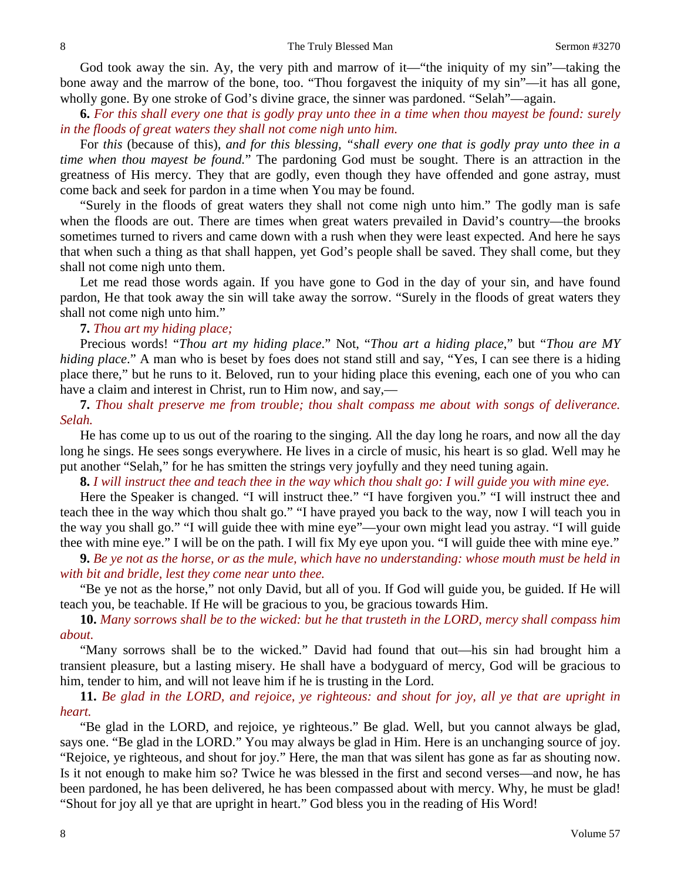God took away the sin. Ay, the very pith and marrow of it—"the iniquity of my sin"—taking the bone away and the marrow of the bone, too. "Thou forgavest the iniquity of my sin"—it has all gone, wholly gone. By one stroke of God's divine grace, the sinner was pardoned. "Selah"—again.

**6.** *For this shall every one that is godly pray unto thee in a time when thou mayest be found: surely in the floods of great waters they shall not come nigh unto him.*

For *this* (because of this), *and for this blessing, "shall every one that is godly pray unto thee in a time when thou mayest be found.*" The pardoning God must be sought. There is an attraction in the greatness of His mercy. They that are godly, even though they have offended and gone astray, must come back and seek for pardon in a time when You may be found.

"Surely in the floods of great waters they shall not come nigh unto him." The godly man is safe when the floods are out. There are times when great waters prevailed in David's country—the brooks sometimes turned to rivers and came down with a rush when they were least expected. And here he says that when such a thing as that shall happen, yet God's people shall be saved. They shall come, but they shall not come nigh unto them.

Let me read those words again. If you have gone to God in the day of your sin, and have found pardon, He that took away the sin will take away the sorrow. "Surely in the floods of great waters they shall not come nigh unto him."

**7.** *Thou art my hiding place;*

Precious words! "*Thou art my hiding place*." Not, "*Thou art a hiding place*," but "*Thou are MY hiding place*." A man who is beset by foes does not stand still and say, "Yes, I can see there is a hiding place there," but he runs to it. Beloved, run to your hiding place this evening, each one of you who can have a claim and interest in Christ, run to Him now, and say,—

**7.** *Thou shalt preserve me from trouble; thou shalt compass me about with songs of deliverance. Selah.*

He has come up to us out of the roaring to the singing. All the day long he roars, and now all the day long he sings. He sees songs everywhere. He lives in a circle of music, his heart is so glad. Well may he put another "Selah," for he has smitten the strings very joyfully and they need tuning again.

**8.** *I will instruct thee and teach thee in the way which thou shalt go: I will guide you with mine eye.*

Here the Speaker is changed. "I will instruct thee." "I have forgiven you." "I will instruct thee and teach thee in the way which thou shalt go." "I have prayed you back to the way, now I will teach you in the way you shall go." "I will guide thee with mine eye"—your own might lead you astray. "I will guide thee with mine eye." I will be on the path. I will fix My eye upon you. "I will guide thee with mine eye."

**9.** *Be ye not as the horse, or as the mule, which have no understanding: whose mouth must be held in with bit and bridle, lest they come near unto thee.*

"Be ye not as the horse," not only David, but all of you. If God will guide you, be guided. If He will teach you, be teachable. If He will be gracious to you, be gracious towards Him.

**10.** *Many sorrows shall be to the wicked: but he that trusteth in the LORD, mercy shall compass him about.*

"Many sorrows shall be to the wicked." David had found that out—his sin had brought him a transient pleasure, but a lasting misery. He shall have a bodyguard of mercy, God will be gracious to him, tender to him, and will not leave him if he is trusting in the Lord.

**11.** *Be glad in the LORD, and rejoice, ye righteous: and shout for joy, all ye that are upright in heart.*

"Be glad in the LORD, and rejoice, ye righteous." Be glad. Well, but you cannot always be glad, says one. "Be glad in the LORD." You may always be glad in Him. Here is an unchanging source of joy. "Rejoice, ye righteous, and shout for joy." Here, the man that was silent has gone as far as shouting now. Is it not enough to make him so? Twice he was blessed in the first and second verses—and now, he has been pardoned, he has been delivered, he has been compassed about with mercy. Why, he must be glad! "Shout for joy all ye that are upright in heart." God bless you in the reading of His Word!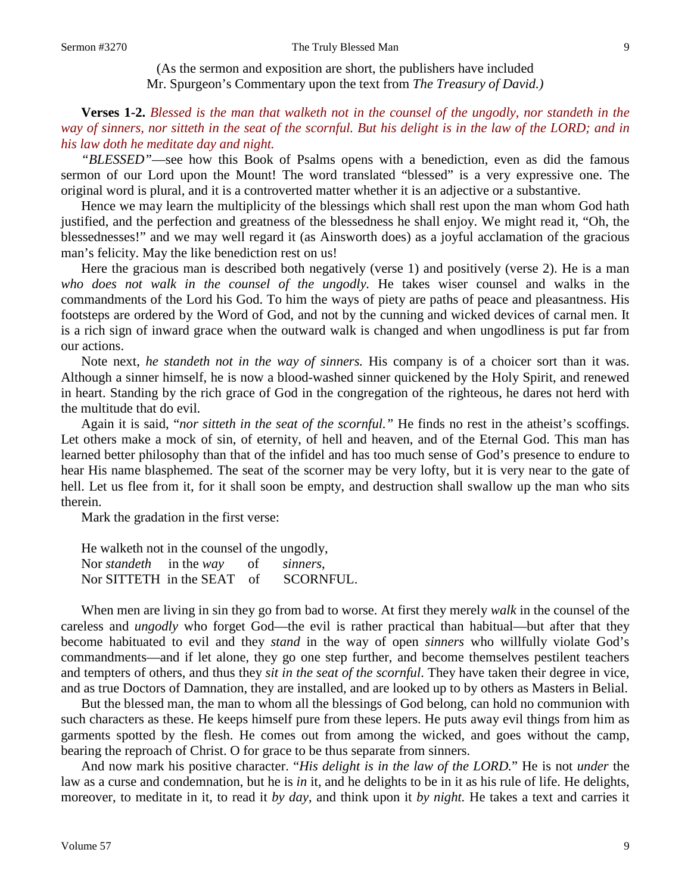(As the sermon and exposition are short, the publishers have included Mr. Spurgeon's Commentary upon the text from *The Treasury of David.)*

**Verses 1-2.** *Blessed is the man that walketh not in the counsel of the ungodly, nor standeth in the way of sinners, nor sitteth in the seat of the scornful. But his delight is in the law of the LORD; and in his law doth he meditate day and night.*

*"BLESSED"*—see how this Book of Psalms opens with a benediction, even as did the famous sermon of our Lord upon the Mount! The word translated "blessed" is a very expressive one. The original word is plural, and it is a controverted matter whether it is an adjective or a substantive.

Hence we may learn the multiplicity of the blessings which shall rest upon the man whom God hath justified, and the perfection and greatness of the blessedness he shall enjoy. We might read it, "Oh, the blessednesses!" and we may well regard it (as Ainsworth does) as a joyful acclamation of the gracious man's felicity. May the like benediction rest on us!

Here the gracious man is described both negatively (verse 1) and positively (verse 2). He is a man *who does not walk in the counsel of the ungodly.* He takes wiser counsel and walks in the commandments of the Lord his God. To him the ways of piety are paths of peace and pleasantness. His footsteps are ordered by the Word of God, and not by the cunning and wicked devices of carnal men. It is a rich sign of inward grace when the outward walk is changed and when ungodliness is put far from our actions.

Note next, *he standeth not in the way of sinners.* His company is of a choicer sort than it was. Although a sinner himself, he is now a blood-washed sinner quickened by the Holy Spirit, and renewed in heart. Standing by the rich grace of God in the congregation of the righteous, he dares not herd with the multitude that do evil.

Again it is said, "*nor sitteth in the seat of the scornful."* He finds no rest in the atheist's scoffings. Let others make a mock of sin, of eternity, of hell and heaven, and of the Eternal God. This man has learned better philosophy than that of the infidel and has too much sense of God's presence to endure to hear His name blasphemed. The seat of the scorner may be very lofty, but it is very near to the gate of hell. Let us flee from it, for it shall soon be empty, and destruction shall swallow up the man who sits therein.

Mark the gradation in the first verse:

He walketh not in the counsel of the ungodly,
Nor *standeth* in the *way* of *sinners*,
Nor SITTETH in the SEAT of SCORNFUL.

When men are living in sin they go from bad to worse. At first they merely *walk* in the counsel of the careless and *ungodly* who forget God—the evil is rather practical than habitual—but after that they become habituated to evil and they *stand* in the way of open *sinners* who willfully violate God's commandments—and if let alone, they go one step further, and become themselves pestilent teachers and tempters of others, and thus they *sit in the seat of the scornful*. They have taken their degree in vice, and as true Doctors of Damnation, they are installed, and are looked up to by others as Masters in Belial.

But the blessed man, the man to whom all the blessings of God belong, can hold no communion with such characters as these. He keeps himself pure from these lepers. He puts away evil things from him as garments spotted by the flesh. He comes out from among the wicked, and goes without the camp, bearing the reproach of Christ. O for grace to be thus separate from sinners.

And now mark his positive character. "*His delight is in the law of the LORD.*" He is not *under* the law as a curse and condemnation, but he is *in* it, and he delights to be in it as his rule of life. He delights, moreover, to meditate in it, to read it *by day*, and think upon it *by night.* He takes a text and carries it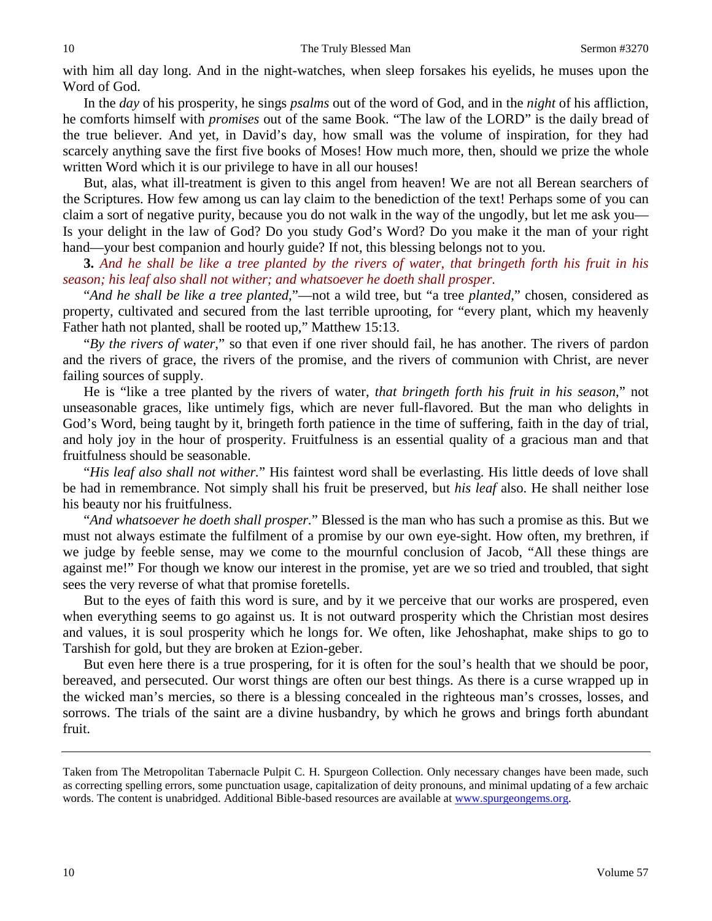with him all day long. And in the night-watches, when sleep forsakes his eyelids, he muses upon the Word of God.

In the *day* of his prosperity, he sings *psalms* out of the word of God, and in the *night* of his affliction, he comforts himself with *promises* out of the same Book. "The law of the LORD" is the daily bread of the true believer. And yet, in David's day, how small was the volume of inspiration, for they had scarcely anything save the first five books of Moses! How much more, then, should we prize the whole written Word which it is our privilege to have in all our houses!

But, alas, what ill-treatment is given to this angel from heaven! We are not all Berean searchers of the Scriptures. How few among us can lay claim to the benediction of the text! Perhaps some of you can claim a sort of negative purity, because you do not walk in the way of the ungodly, but let me ask you—Is your delight in the law of God? Do you study God's Word? Do you make it the man of your right hand—your best companion and hourly guide? If not, this blessing belongs not to you.

**3.** *And he shall be like a tree planted by the rivers of water, that bringeth forth his fruit in his season; his leaf also shall not wither; and whatsoever he doeth shall prosper.*

"*And he shall be like a tree planted*,"—not a wild tree, but "a tree *planted*," chosen, considered as property, cultivated and secured from the last terrible uprooting, for "every plant, which my heavenly Father hath not planted, shall be rooted up," Matthew 15:13.

"*By the rivers of water*," so that even if one river should fail, he has another. The rivers of pardon and the rivers of grace, the rivers of the promise, and the rivers of communion with Christ, are never failing sources of supply.

He is "like a tree planted by the rivers of water, *that bringeth forth his fruit in his season*," not unseasonable graces, like untimely figs, which are never full-flavored. But the man who delights in God's Word, being taught by it, bringeth forth patience in the time of suffering, faith in the day of trial, and holy joy in the hour of prosperity. Fruitfulness is an essential quality of a gracious man and that fruitfulness should be seasonable.

"*His leaf also shall not wither.*" His faintest word shall be everlasting. His little deeds of love shall be had in remembrance. Not simply shall his fruit be preserved, but *his leaf* also. He shall neither lose his beauty nor his fruitfulness.

"*And whatsoever he doeth shall prosper*." Blessed is the man who has such a promise as this. But we must not always estimate the fulfilment of a promise by our own eye-sight. How often, my brethren, if we judge by feeble sense, may we come to the mournful conclusion of Jacob, "All these things are against me!" For though we know our interest in the promise, yet are we so tried and troubled, that sight sees the very reverse of what that promise foretells.

But to the eyes of faith this word is sure, and by it we perceive that our works are prospered, even when everything seems to go against us. It is not outward prosperity which the Christian most desires and values, it is soul prosperity which he longs for. We often, like Jehoshaphat, make ships to go to Tarshish for gold, but they are broken at Ezion-geber.

But even here there is a true prospering, for it is often for the soul's health that we should be poor, bereaved, and persecuted. Our worst things are often our best things. As there is a curse wrapped up in the wicked man's mercies, so there is a blessing concealed in the righteous man's crosses, losses, and sorrows. The trials of the saint are a divine husbandry, by which he grows and brings forth abundant fruit.

---

Taken from The Metropolitan Tabernacle Pulpit C. H. Spurgeon Collection. Only necessary changes have been made, such as correcting spelling errors, some punctuation usage, capitalization of deity pronouns, and minimal updating of a few archaic words. The content is unabridged. Additional Bible-based resources are available at www.spurgeongems.org.